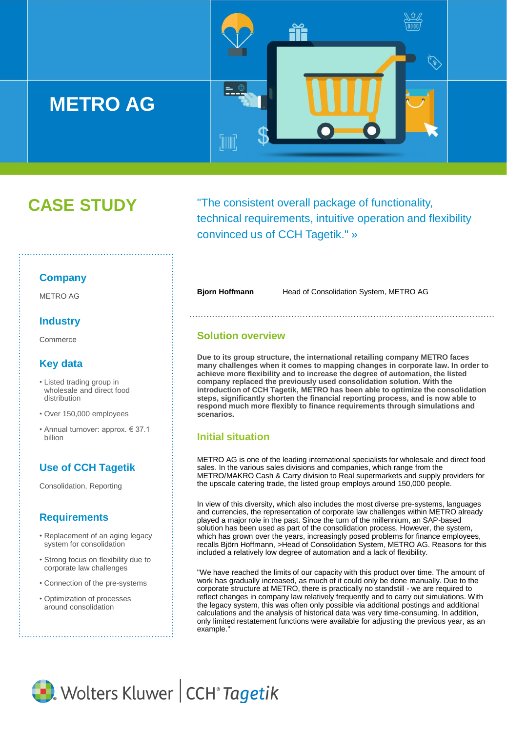# METRO AG

## CASE STUDY

"The consistent overall package of functionality, technical requirements, intuitive operation and flexibility convinced us of CCH Tagetik." »

**Bjorn Hoffmann** Head of Consolidation System, METRO AG

### Company

METRO AG

### Industry

Commerce

### Key data

- Listed trading group in wholesale and direct food distribution
- Over 150,000 employees
- Annual turnover: approx. € 37.1 billion

### Use of CCH Tagetik

Consolidation, Reporting

### Requirements

- Replacement of an aging legacy system for consolidation
- Strong focus on flexibility due to corporate law challenges
- Connection of the pre-systems
- Optimization of processes around consolidation

## Solution overview

**Due to its group structure, the international retailing company METRO faces many challenges when it comes to mapping changes in corporate law. In order to achieve more flexibility and to increase the degree of automation, the listed company replaced the previously used consolidation solution. With the introduction of CCH Tagetik, METRO has been able to optimize the consolidation steps, significantly shorten the financial reporting process, and is now able to respond much more flexibly to finance requirements through simulations and scenarios.**

## Initial situation

METRO AG is one of the leading international specialists for wholesale and direct food sales. In the various sales divisions and companies, which range from the METRO/MAKRO Cash & Carry division to Real supermarkets and supply providers for the upscale catering trade, the listed group employs around 150,000 people.

In view of this diversity, which also includes the most diverse pre-systems, languages and currencies, the representation of corporate law challenges within METRO already played a major role in the past. Since the turn of the millennium, an SAP-based solution has been used as part of the consolidation process. However, the system, which has grown over the years, increasingly posed problems for finance employees, recalls Björn Hoffmann, >Head of Consolidation System, METRO AG. Reasons for this included a relatively low degree of automation and a lack of flexibility.

"We have reached the limits of our capacity with this product over time. The amount of work has gradually increased, as much of it could only be done manually. Due to the corporate structure at METRO, there is practically no standstill - we are required to reflect changes in company law relatively frequently and to carry out simulations. With the legacy system, this was often only possible via additional postings and additional calculations and the analysis of historical data was very time-consuming. In addition, only limited restatement functions were available for adjusting the previous year, as an example."

Wolters Kluwer | CCH® Tagetik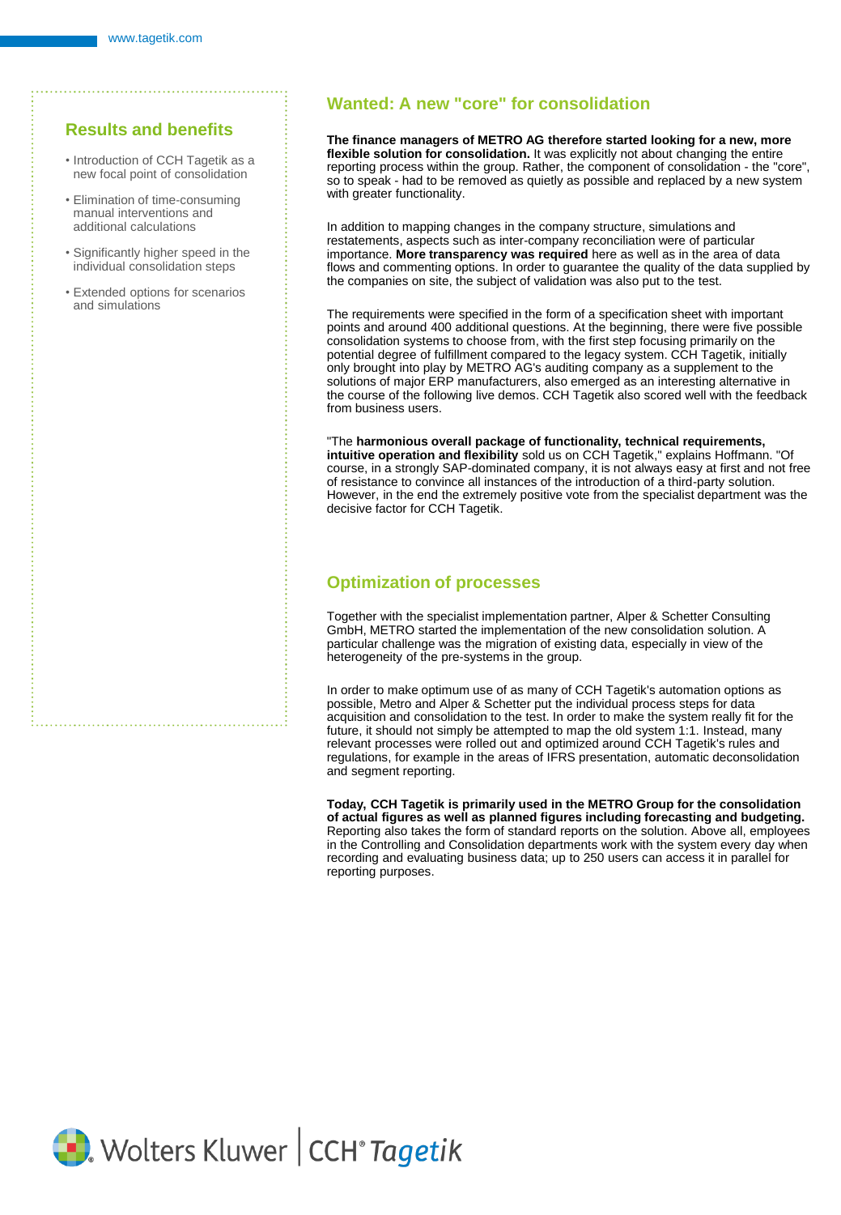## Results and benefits

- Introduction of CCH Tagetik as a new focal point of consolidation
- Elimination of time-consuming manual interventions and additional calculations
- Significantly higher speed in the individual consolidation steps
- Extended options for scenarios and simulations

## Wanted: A new "core" for consolidation

**The finance managers of METRO AG therefore started looking for a new, more flexible solution for consolidation.** It was explicitly not about changing the entire reporting process within the group. Rather, the component of consolidation - the "core", so to speak - had to be removed as quietly as possible and replaced by a new system with greater functionality.

In addition to mapping changes in the company structure, simulations and restatements, aspects such as inter-company reconciliation were of particular importance. **More transparency was required** here as well as in the area of data flows and commenting options. In order to guarantee the quality of the data supplied by the companies on site, the subject of validation was also put to the test.

The requirements were specified in the form of a specification sheet with important points and around 400 additional questions. At the beginning, there were five possible consolidation systems to choose from, with the first step focusing primarily on the potential degree of fulfillment compared to the legacy system. CCH Tagetik, initially only brought into play by METRO AG's auditing company as a supplement to the solutions of major ERP manufacturers, also emerged as an interesting alternative in the course of the following live demos. CCH Tagetik also scored well with the feedback from business users.

"The **harmonious overall package of functionality, technical requirements, intuitive operation and flexibility** sold us on CCH Tagetik," explains Hoffmann. "Of course, in a strongly SAP-dominated company, it is not always easy at first and not free of resistance to convince all instances of the introduction of a third-party solution. However, in the end the extremely positive vote from the specialist department was the decisive factor for CCH Tagetik.

## Optimization of processes

Together with the specialist implementation partner, Alper & Schetter Consulting GmbH, METRO started the implementation of the new consolidation solution. A particular challenge was the migration of existing data, especially in view of the heterogeneity of the pre-systems in the group.

In order to make optimum use of as many of CCH Tagetik's automation options as possible, Metro and Alper & Schetter put the individual process steps for data acquisition and consolidation to the test. In order to make the system really fit for the future, it should not simply be attempted to map the old system 1:1. Instead, many relevant processes were rolled out and optimized around CCH Tagetik's rules and regulations, for example in the areas of IFRS presentation, automatic deconsolidation and segment reporting.

**Today, CCH Tagetik is primarily used in the METRO Group for the consolidation of actual figures as well as planned figures including forecasting and budgeting.** Reporting also takes the form of standard reports on the solution. Above all, employees in the Controlling and Consolidation departments work with the system every day when recording and evaluating business data; up to 250 users can access it in parallel for reporting purposes.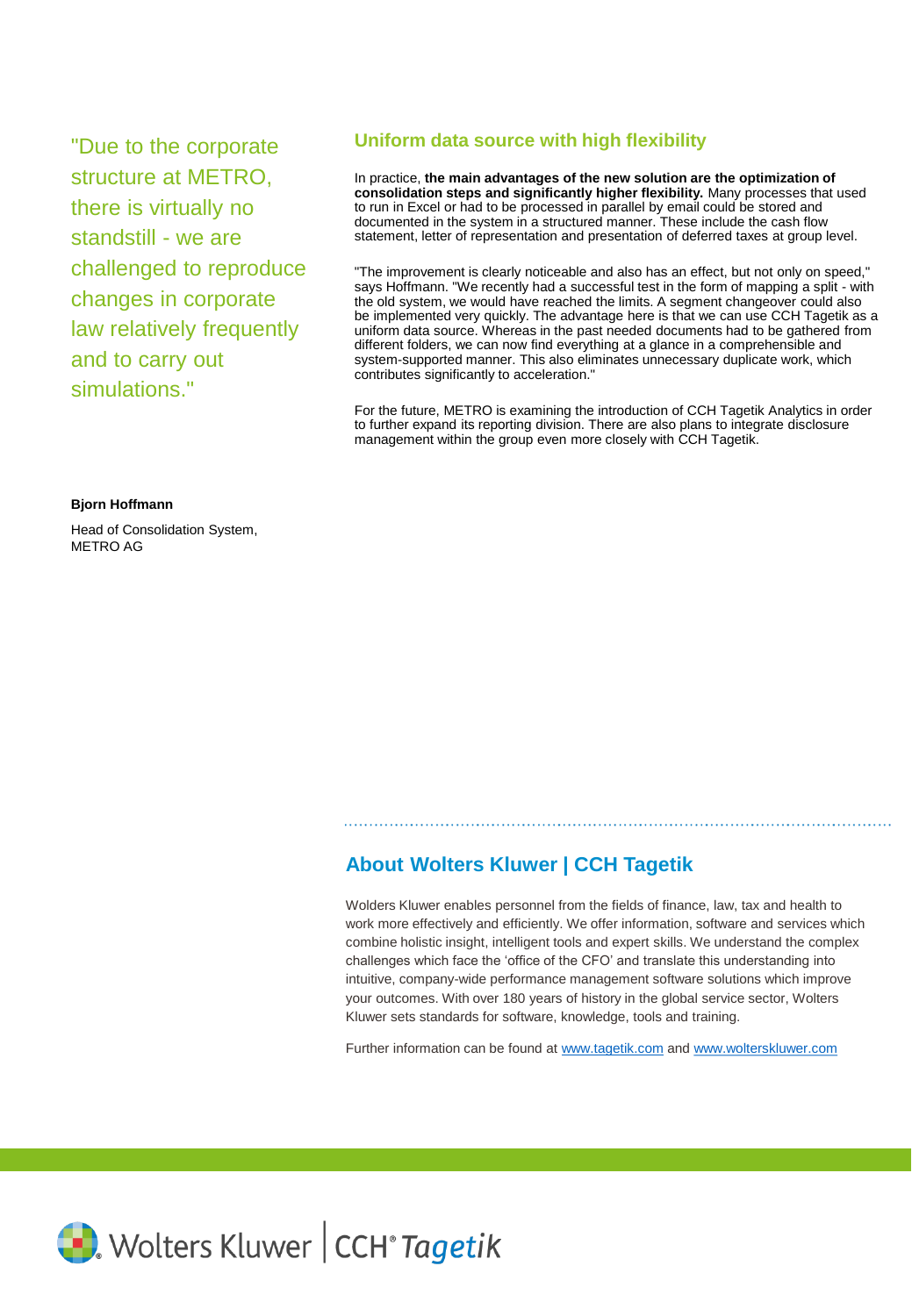"Due to the corporate structure at METRO, there is virtually no standstill - we are challenged to reproduce changes in corporate law relatively frequently and to carry out simulations."

**Bjorn Hoffmann**

Head of Consolidation System, METRO AG

## Uniform data source with high flexibility

In practice, **the main advantages of the new solution are the optimization of consolidation steps and significantly higher flexibility.** Many processes that used to run in Excel or had to be processed in parallel by email could be stored and documented in the system in a structured manner. These include the cash flow statement, letter of representation and presentation of deferred taxes at group level.

"The improvement is clearly noticeable and also has an effect, but not only on speed," says Hoffmann. "We recently had a successful test in the form of mapping a split - with the old system, we would have reached the limits. A segment changeover could also be implemented very quickly. The advantage here is that we can use CCH Tagetik as a uniform data source. Whereas in the past needed documents had to be gathered from different folders, we can now find everything at a glance in a comprehensible and system-supported manner. This also eliminates unnecessary duplicate work, which contributes significantly to acceleration."

For the future, METRO is examining the introduction of CCH Tagetik Analytics in order to further expand its reporting division. There are also plans to integrate disclosure management within the group even more closely with CCH Tagetik.

## About Wolters Kluwer | CCH Tagetik

Wolders Kluwer enables personnel from the fields of finance, law, tax and health to work more effectively and efficiently. We offer information, software and services which combine holistic insight, intelligent tools and expert skills. We understand the complex challenges which face the 'office of the CFO' and translate this understanding into intuitive, company-wide performance management software solutions which improve your outcomes. With over 180 years of history in the global service sector, Wolters Kluwer sets standards for software, knowledge, tools and training.

Further information can be found at [www.tagetik.com](http://www.tagetik.com) and [www.wolterskluwer.com](http://www.wolterskluwer.com)

Wolters Kluwer | CCH® Tagetik